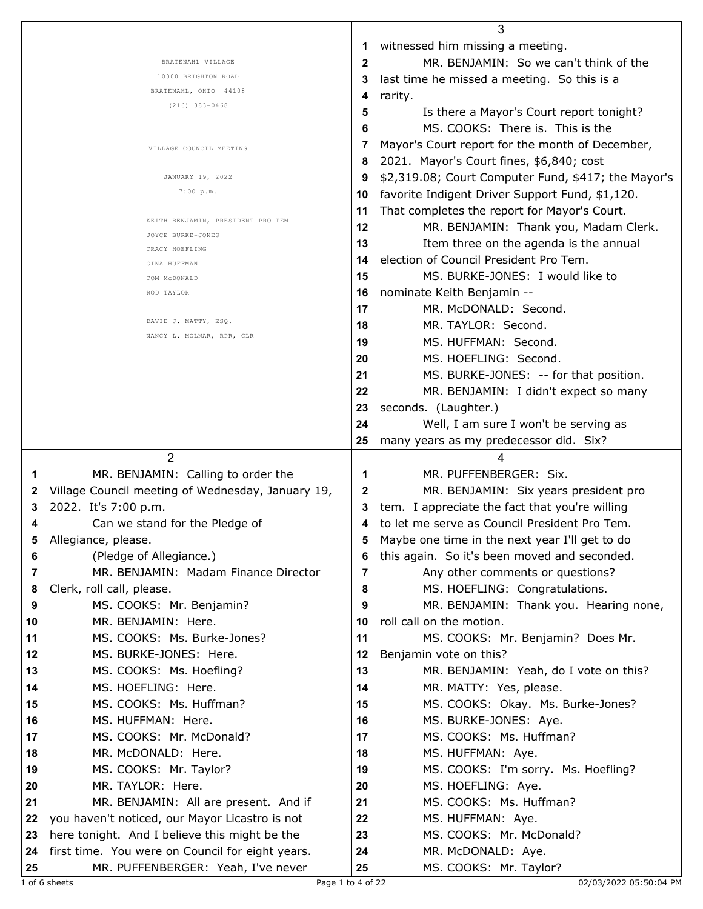BRATENAHL VILLAGE
10300 BRIGHTON ROAD
BRATENAHL, OHIO 44108
(216) 383-0468

VILLAGE COUNCIL MEETING

JANUARY 19, 2022
7:00 p.m.

KEITH BENJAMIN, PRESIDENT PRO TEM
JOYCE BURKE-JONES
TRACY HOEFLING
GINA HUFFMAN
TOM McDONALD
ROD TAYLOR

DAVID J. MATTY, ESQ.
NANCY L. MOLNAR, RPR, CLR

---

2

1 MR. BENJAMIN: Calling to order the
2 Village Council meeting of Wednesday, January 19,
3 2022. It's 7:00 p.m.
4 Can we stand for the Pledge of
5 Allegiance, please.
6 (Pledge of Allegiance.)
7 MR. BENJAMIN: Madam Finance Director
8 Clerk, roll call, please.
9 MS. COOKS: Mr. Benjamin?
10 MR. BENJAMIN: Here.
11 MS. COOKS: Ms. Burke-Jones?
12 MS. BURKE-JONES: Here.
13 MS. COOKS: Ms. Hoefling?
14 MS. HOEFLING: Here.
15 MS. COOKS: Ms. Huffman?
16 MS. HUFFMAN: Here.
17 MS. COOKS: Mr. McDonald?
18 MR. McDONALD: Here.
19 MS. COOKS: Mr. Taylor?
20 MR. TAYLOR: Here.
21 MR. BENJAMIN: All are present. And if
22 you haven't noticed, our Mayor Licastro is not
23 here tonight. And I believe this might be the
24 first time. You were on Council for eight years.
25 MR. PUFFENBERGER: Yeah, I've never

---

3

1 witnessed him missing a meeting.
2 MR. BENJAMIN: So we can't think of the
3 last time he missed a meeting. So this is a
4 rarity.
5 Is there a Mayor's Court report tonight?
6 MS. COOKS: There is. This is the
7 Mayor's Court report for the month of December,
8 2021. Mayor's Court fines, $6,840; cost
9 $2,319.08; Court Computer Fund, $417; the Mayor's
10 favorite Indigent Driver Support Fund, $1,120.
11 That completes the report for Mayor's Court.
12 MR. BENJAMIN: Thank you, Madam Clerk.
13 Item three on the agenda is the annual
14 election of Council President Pro Tem.
15 MS. BURKE-JONES: I would like to
16 nominate Keith Benjamin --
17 MR. McDONALD: Second.
18 MR. TAYLOR: Second.
19 MS. HUFFMAN: Second.
20 MS. HOEFLING: Second.
21 MS. BURKE-JONES: -- for that position.
22 MR. BENJAMIN: I didn't expect so many
23 seconds. (Laughter.)
24 Well, I am sure I won't be serving as
25 many years as my predecessor did. Six?

---

4

1 MR. PUFFENBERGER: Six.
2 MR. BENJAMIN: Six years president pro
3 tem. I appreciate the fact that you're willing
4 to let me serve as Council President Pro Tem.
5 Maybe one time in the next year I'll get to do
6 this again. So it's been moved and seconded.
7 Any other comments or questions?
8 MS. HOEFLING: Congratulations.
9 MR. BENJAMIN: Thank you. Hearing none,
10 roll call on the motion.
11 MS. COOKS: Mr. Benjamin? Does Mr.
12 Benjamin vote on this?
13 MR. BENJAMIN: Yeah, do I vote on this?
14 MR. MATTY: Yes, please.
15 MS. COOKS: Okay. Ms. Burke-Jones?
16 MS. BURKE-JONES: Aye.
17 MS. COOKS: Ms. Huffman?
18 MS. HUFFMAN: Aye.
19 MS. COOKS: I'm sorry. Ms. Hoefling?
20 MS. HOEFLING: Aye.
21 MS. COOKS: Ms. Huffman?
22 MS. HUFFMAN: Aye.
23 MS. COOKS: Mr. McDonald?
24 MR. McDONALD: Aye.
25 MS. COOKS: Mr. Taylor?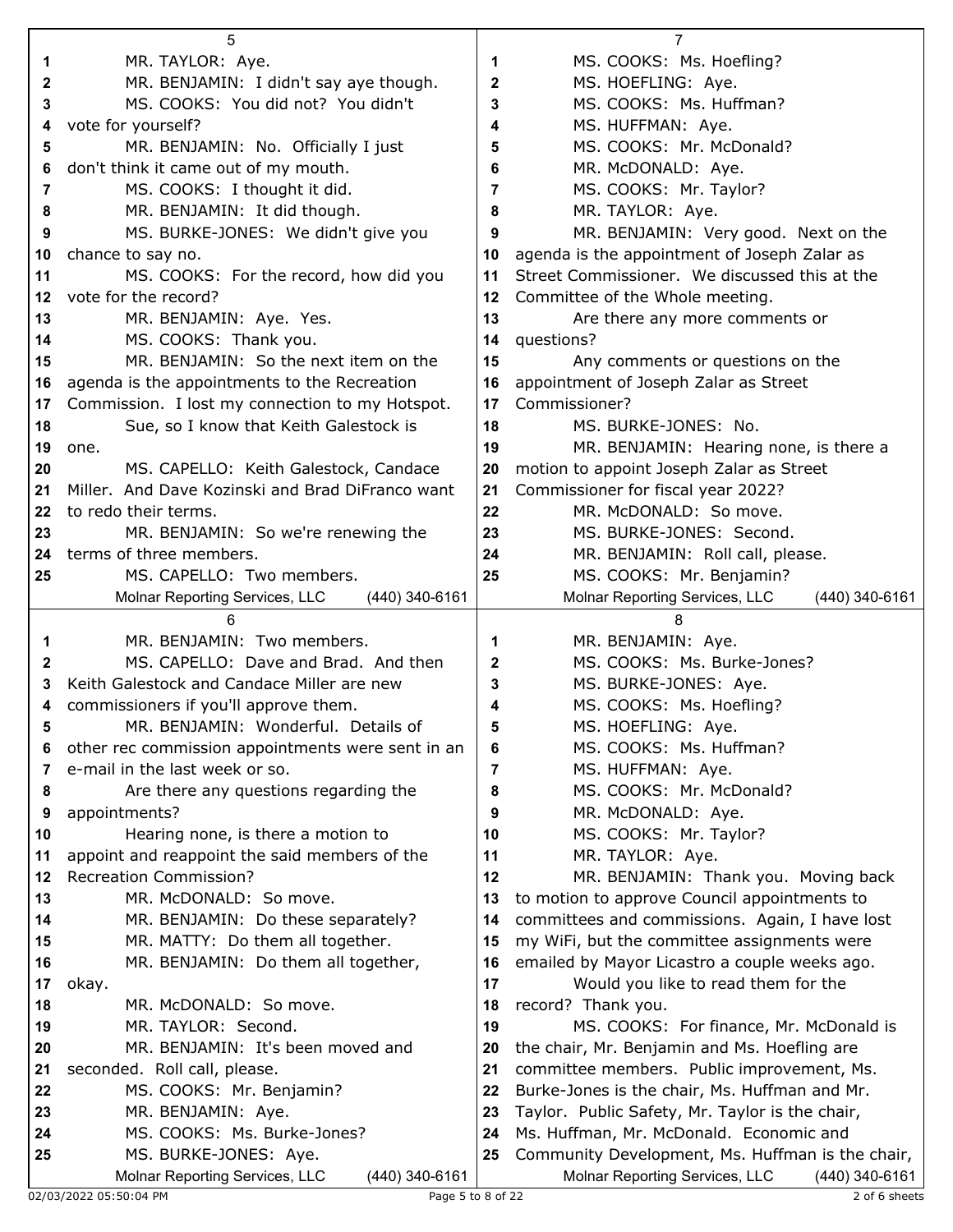MR. TAYLOR: Aye.

MR. BENJAMIN: I didn't say aye though.

MS. COOKS: You did not? You didn't vote for yourself?

MR. BENJAMIN: No. Officially I just don't think it came out of my mouth.

MS. COOKS: I thought it did.

MR. BENJAMIN: It did though.

MS. BURKE-JONES: We didn't give you chance to say no.

MS. COOKS: For the record, how did you vote for the record?

MR. BENJAMIN: Aye. Yes.

MS. COOKS: Thank you.

MR. BENJAMIN: So the next item on the agenda is the appointments to the Recreation Commission. I lost my connection to my Hotspot.

Sue, so I know that Keith Galestock is one.

MS. CAPELLO: Keith Galestock, Candace Miller. And Dave Kozinski and Brad DiFranco want to redo their terms.

MR. BENJAMIN: So we're renewing the terms of three members.

MS. CAPELLO: Two members.

MR. BENJAMIN: Two members.

MS. CAPELLO: Dave and Brad. And then Keith Galestock and Candace Miller are new commissioners if you'll approve them.

MR. BENJAMIN: Wonderful. Details of other rec commission appointments were sent in an e-mail in the last week or so.

Are there any questions regarding the appointments?

Hearing none, is there a motion to appoint and reappoint the said members of the Recreation Commission?

MR. McDONALD: So move.

MR. BENJAMIN: Do these separately?

MR. MATTY: Do them all together.

MR. BENJAMIN: Do them all together, okay.

MR. McDONALD: So move.

MR. TAYLOR: Second.

MR. BENJAMIN: It's been moved and seconded. Roll call, please.

MS. COOKS: Mr. Benjamin?

MR. BENJAMIN: Aye.

MS. COOKS: Ms. Burke-Jones?

MS. BURKE-JONES: Aye.

MS. COOKS: Ms. Hoefling?

MS. HOEFLING: Aye.

MS. COOKS: Ms. Huffman?

MS. HUFFMAN: Aye.

MS. COOKS: Mr. McDonald?

MR. McDONALD: Aye.

MS. COOKS: Mr. Taylor?

MR. TAYLOR: Aye.

MR. BENJAMIN: Very good. Next on the agenda is the appointment of Joseph Zalar as Street Commissioner. We discussed this at the Committee of the Whole meeting.

Are there any more comments or questions?

Any comments or questions on the appointment of Joseph Zalar as Street Commissioner?

MS. BURKE-JONES: No.

MR. BENJAMIN: Hearing none, is there a motion to appoint Joseph Zalar as Street Commissioner for fiscal year 2022?

MR. McDONALD: So move.

MS. BURKE-JONES: Second.

MR. BENJAMIN: Roll call, please.

MS. COOKS: Mr. Benjamin?

MR. BENJAMIN: Aye.

MS. COOKS: Ms. Burke-Jones?

MS. BURKE-JONES: Aye.

MS. COOKS: Ms. Hoefling?

MS. HOEFLING: Aye.

MS. COOKS: Ms. Huffman?

MS. HUFFMAN: Aye.

MS. COOKS: Mr. McDonald?

MR. McDONALD: Aye.

MS. COOKS: Mr. Taylor?

MR. TAYLOR: Aye.

MR. BENJAMIN: Thank you. Moving back to motion to approve Council appointments to committees and commissions. Again, I have lost my WiFi, but the committee assignments were emailed by Mayor Licastro a couple weeks ago.

Would you like to read them for the record? Thank you.

MS. COOKS: For finance, Mr. McDonald is the chair, Mr. Benjamin and Ms. Hoefling are committee members. Public improvement, Ms. Burke-Jones is the chair, Ms. Huffman and Mr. Taylor. Public Safety, Mr. Taylor is the chair, Ms. Huffman, Mr. McDonald. Economic and Community Development, Ms. Huffman is the chair,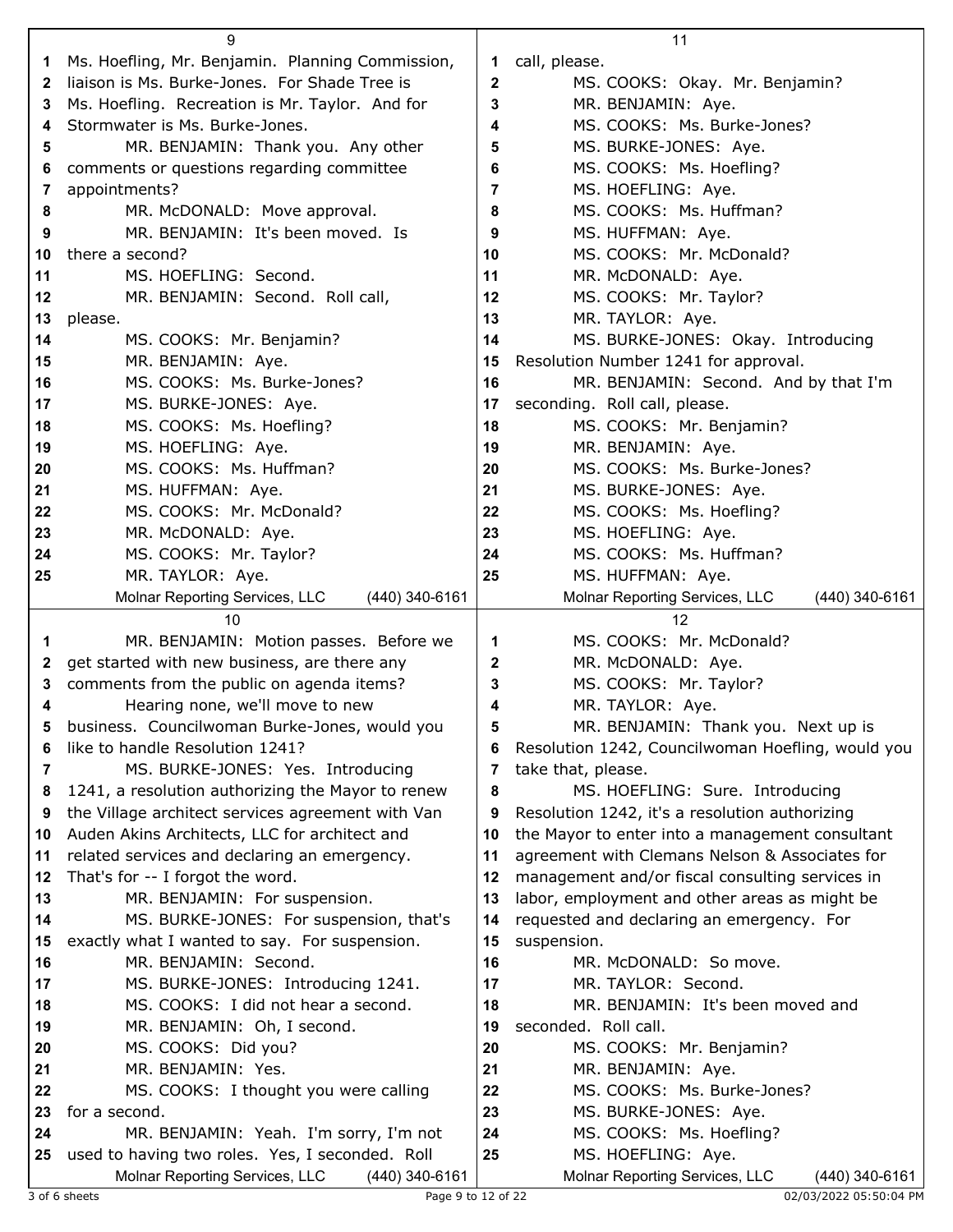Ms. Hoefling, Mr. Benjamin. Planning Commission, liaison is Ms. Burke-Jones. For Shade Tree is Ms. Hoefling. Recreation is Mr. Taylor. And for Stormwater is Ms. Burke-Jones.

MR. BENJAMIN: Thank you. Any other comments or questions regarding committee appointments?

MR. McDONALD: Move approval.

MR. BENJAMIN: It's been moved. Is there a second?

MS. HOEFLING: Second.

MR. BENJAMIN: Second. Roll call, please.

MS. COOKS: Mr. Benjamin?

MR. BENJAMIN: Aye.

MS. COOKS: Ms. Burke-Jones?

MS. BURKE-JONES: Aye.

MS. COOKS: Ms. Hoefling?

MS. HOEFLING: Aye.

MS. COOKS: Ms. Huffman?

MS. HUFFMAN: Aye.

MS. COOKS: Mr. McDonald?

MR. McDONALD: Aye.

MS. COOKS: Mr. Taylor?

MR. TAYLOR: Aye.

MR. BENJAMIN: Motion passes. Before we get started with new business, are there any comments from the public on agenda items?

Hearing none, we'll move to new business. Councilwoman Burke-Jones, would you like to handle Resolution 1241?

MS. BURKE-JONES: Yes. Introducing 1241, a resolution authorizing the Mayor to renew the Village architect services agreement with Van Auden Akins Architects, LLC for architect and related services and declaring an emergency. That's for -- I forgot the word.

MR. BENJAMIN: For suspension.

MS. BURKE-JONES: For suspension, that's exactly what I wanted to say. For suspension.

MR. BENJAMIN: Second.

MS. BURKE-JONES: Introducing 1241.

MS. COOKS: I did not hear a second.

MR. BENJAMIN: Oh, I second.

MS. COOKS: Did you?

MR. BENJAMIN: Yes.

MS. COOKS: I thought you were calling for a second.

MR. BENJAMIN: Yeah. I'm sorry, I'm not used to having two roles. Yes, I seconded. Roll call, please.

MS. COOKS: Okay. Mr. Benjamin?

MR. BENJAMIN: Aye.

MS. COOKS: Ms. Burke-Jones?

MS. BURKE-JONES: Aye.

MS. COOKS: Ms. Hoefling?

MS. HOEFLING: Aye.

MS. COOKS: Ms. Huffman?

MS. HUFFMAN: Aye.

MS. COOKS: Mr. McDonald?

MR. McDONALD: Aye.

MS. COOKS: Mr. Taylor?

MR. TAYLOR: Aye.

MS. BURKE-JONES: Okay. Introducing Resolution Number 1241 for approval.

MR. BENJAMIN: Second. And by that I'm seconding. Roll call, please.

MS. COOKS: Mr. Benjamin?

MR. BENJAMIN: Aye.

MS. COOKS: Ms. Burke-Jones?

MS. BURKE-JONES: Aye.

MS. COOKS: Ms. Hoefling?

MS. HOEFLING: Aye.

MS. COOKS: Ms. Huffman?

MS. HUFFMAN: Aye.

MS. COOKS: Mr. McDonald?

MR. McDONALD: Aye.

MS. COOKS: Mr. Taylor?

MR. TAYLOR: Aye.

MR. BENJAMIN: Thank you. Next up is Resolution 1242, Councilwoman Hoefling, would you take that, please.

MS. HOEFLING: Sure. Introducing Resolution 1242, it's a resolution authorizing the Mayor to enter into a management consultant agreement with Clemans Nelson & Associates for management and/or fiscal consulting services in labor, employment and other areas as might be requested and declaring an emergency. For suspension.

MR. McDONALD: So move.

MR. TAYLOR: Second.

MR. BENJAMIN: It's been moved and seconded. Roll call.

MS. COOKS: Mr. Benjamin?

MR. BENJAMIN: Aye.

MS. COOKS: Ms. Burke-Jones?

MS. BURKE-JONES: Aye.

MS. COOKS: Ms. Hoefling?

MS. HOEFLING: Aye.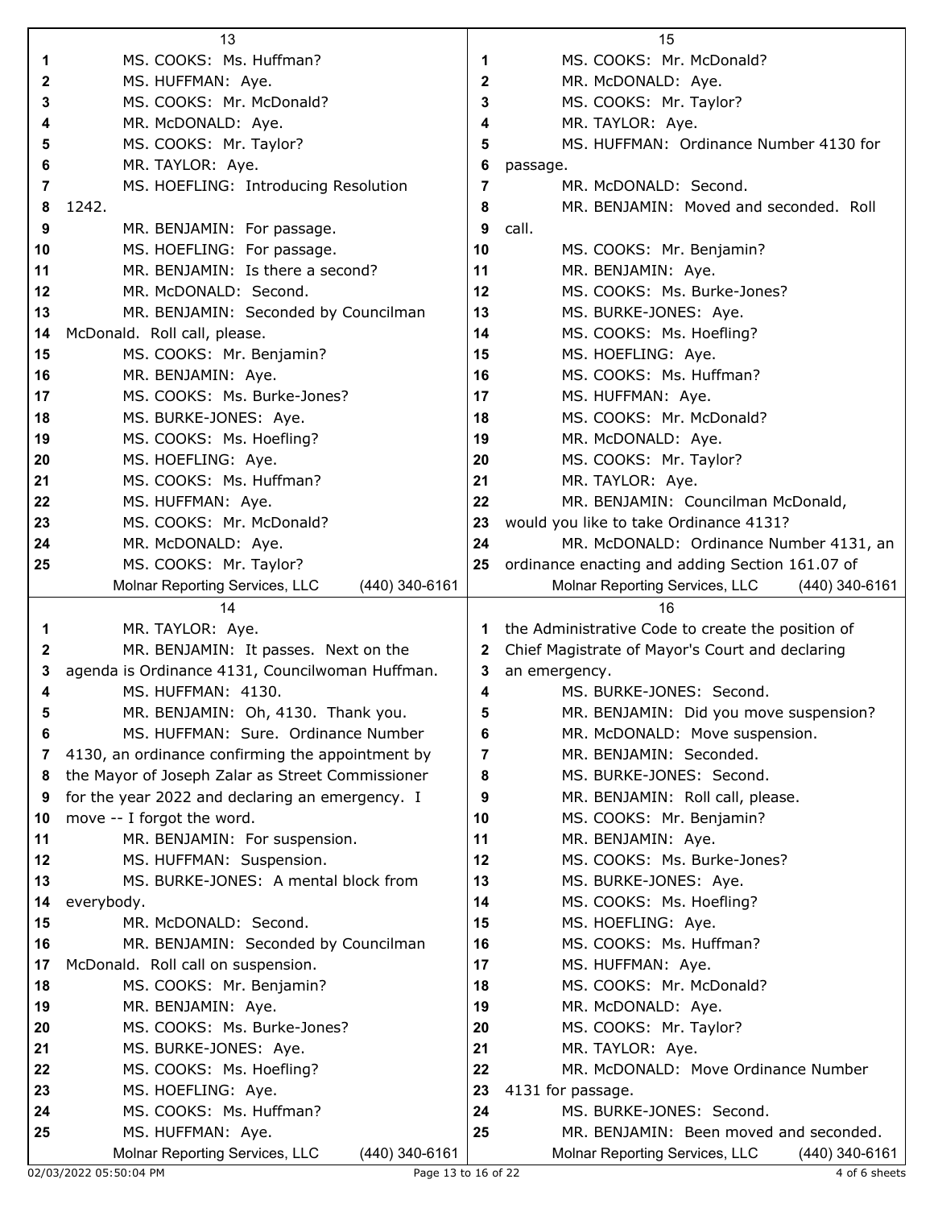## 13

1 MS. COOKS: Ms. Huffman?
2 MS. HUFFMAN: Aye.
3 MS. COOKS: Mr. McDonald?
4 MR. McDONALD: Aye.
5 MS. COOKS: Mr. Taylor?
6 MR. TAYLOR: Aye.
7 MS. HOEFLING: Introducing Resolution
8 1242.
9 MR. BENJAMIN: For passage.
10 MS. HOEFLING: For passage.
11 MR. BENJAMIN: Is there a second?
12 MR. McDONALD: Second.
13 MR. BENJAMIN: Seconded by Councilman
14 McDonald. Roll call, please.
15 MS. COOKS: Mr. Benjamin?
16 MR. BENJAMIN: Aye.
17 MS. COOKS: Ms. Burke-Jones?
18 MS. BURKE-JONES: Aye.
19 MS. COOKS: Ms. Hoefling?
20 MS. HOEFLING: Aye.
21 MS. COOKS: Ms. Huffman?
22 MS. HUFFMAN: Aye.
23 MS. COOKS: Mr. McDonald?
24 MR. McDONALD: Aye.
25 MS. COOKS: Mr. Taylor?

## 14

1 MR. TAYLOR: Aye.
2 MR. BENJAMIN: It passes. Next on the
3 agenda is Ordinance 4131, Councilwoman Huffman.
4 MS. HUFFMAN: 4130.
5 MR. BENJAMIN: Oh, 4130. Thank you.
6 MS. HUFFMAN: Sure. Ordinance Number
7 4130, an ordinance confirming the appointment by
8 the Mayor of Joseph Zalar as Street Commissioner
9 for the year 2022 and declaring an emergency. I
10 move -- I forgot the word.
11 MR. BENJAMIN: For suspension.
12 MS. HUFFMAN: Suspension.
13 MS. BURKE-JONES: A mental block from
14 everybody.
15 MR. McDONALD: Second.
16 MR. BENJAMIN: Seconded by Councilman
17 McDonald. Roll call on suspension.
18 MS. COOKS: Mr. Benjamin?
19 MR. BENJAMIN: Aye.
20 MS. COOKS: Ms. Burke-Jones?
21 MS. BURKE-JONES: Aye.
22 MS. COOKS: Ms. Hoefling?
23 MS. HOEFLING: Aye.
24 MS. COOKS: Ms. Huffman?
25 MS. HUFFMAN: Aye.

## 15

1 MS. COOKS: Mr. McDonald?
2 MR. McDONALD: Aye.
3 MS. COOKS: Mr. Taylor?
4 MR. TAYLOR: Aye.
5 MS. HUFFMAN: Ordinance Number 4130 for
6 passage.
7 MR. McDONALD: Second.
8 MR. BENJAMIN: Moved and seconded. Roll
9 call.
10 MS. COOKS: Mr. Benjamin?
11 MR. BENJAMIN: Aye.
12 MS. COOKS: Ms. Burke-Jones?
13 MS. BURKE-JONES: Aye.
14 MS. COOKS: Ms. Hoefling?
15 MS. HOEFLING: Aye.
16 MS. COOKS: Ms. Huffman?
17 MS. HUFFMAN: Aye.
18 MS. COOKS: Mr. McDonald?
19 MR. McDONALD: Aye.
20 MS. COOKS: Mr. Taylor?
21 MR. TAYLOR: Aye.
22 MR. BENJAMIN: Councilman McDonald,
23 would you like to take Ordinance 4131?
24 MR. McDONALD: Ordinance Number 4131, an
25 ordinance enacting and adding Section 161.07 of

## 16

1 the Administrative Code to create the position of
2 Chief Magistrate of Mayor's Court and declaring
3 an emergency.
4 MS. BURKE-JONES: Second.
5 MR. BENJAMIN: Did you move suspension?
6 MR. McDONALD: Move suspension.
7 MR. BENJAMIN: Seconded.
8 MS. BURKE-JONES: Second.
9 MR. BENJAMIN: Roll call, please.
10 MS. COOKS: Mr. Benjamin?
11 MR. BENJAMIN: Aye.
12 MS. COOKS: Ms. Burke-Jones?
13 MS. BURKE-JONES: Aye.
14 MS. COOKS: Ms. Hoefling?
15 MS. HOEFLING: Aye.
16 MS. COOKS: Ms. Huffman?
17 MS. HUFFMAN: Aye.
18 MS. COOKS: Mr. McDonald?
19 MR. McDONALD: Aye.
20 MS. COOKS: Mr. Taylor?
21 MR. TAYLOR: Aye.
22 MR. McDONALD: Move Ordinance Number
23 4131 for passage.
24 MS. BURKE-JONES: Second.
25 MR. BENJAMIN: Been moved and seconded.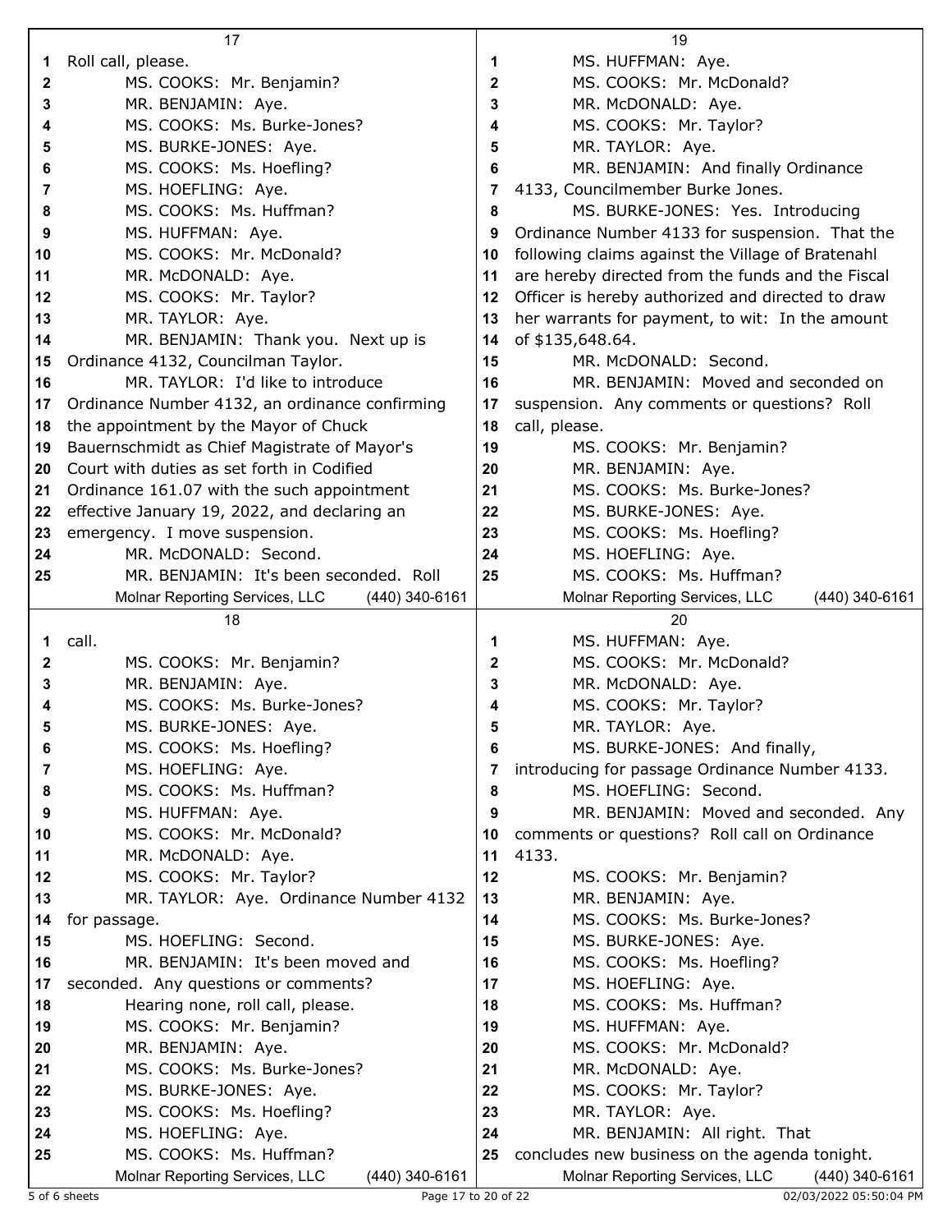Roll call, please.

MS. COOKS: Mr. Benjamin?

MR. BENJAMIN: Aye.

MS. COOKS: Ms. Burke-Jones?

MS. BURKE-JONES: Aye.

MS. COOKS: Ms. Hoefling?

MS. HOEFLING: Aye.

MS. COOKS: Ms. Huffman?

MS. HUFFMAN: Aye.

MS. COOKS: Mr. McDonald?

MR. McDONALD: Aye.

MS. COOKS: Mr. Taylor?

MR. TAYLOR: Aye.

MR. BENJAMIN: Thank you. Next up is Ordinance 4132, Councilman Taylor.

MR. TAYLOR: I'd like to introduce Ordinance Number 4132, an ordinance confirming the appointment by the Mayor of Chuck Bauernschmidt as Chief Magistrate of Mayor's Court with duties as set forth in Codified Ordinance 161.07 with the such appointment effective January 19, 2022, and declaring an emergency. I move suspension.

MR. McDONALD: Second.

MR. BENJAMIN: It's been seconded. Roll call.

MS. COOKS: Mr. Benjamin?

MR. BENJAMIN: Aye.

MS. COOKS: Ms. Burke-Jones?

MS. BURKE-JONES: Aye.

MS. COOKS: Ms. Hoefling?

MS. HOEFLING: Aye.

MS. COOKS: Ms. Huffman?

MS. HUFFMAN: Aye.

MS. COOKS: Mr. McDonald?

MR. McDONALD: Aye.

MS. COOKS: Mr. Taylor?

MR. TAYLOR: Aye. Ordinance Number 4132 for passage.

MS. HOEFLING: Second.

MR. BENJAMIN: It's been moved and seconded. Any questions or comments?

Hearing none, roll call, please.

MS. COOKS: Mr. Benjamin?

MR. BENJAMIN: Aye.

MS. COOKS: Ms. Burke-Jones?

MS. BURKE-JONES: Aye.

MS. COOKS: Ms. Hoefling?

MS. HOEFLING: Aye.

MS. COOKS: Ms. Huffman?

MS. HUFFMAN: Aye.

MS. COOKS: Mr. McDonald?

MR. McDONALD: Aye.

MS. COOKS: Mr. Taylor?

MR. TAYLOR: Aye.

MR. BENJAMIN: And finally Ordinance 4133, Councilmember Burke Jones.

MS. BURKE-JONES: Yes. Introducing Ordinance Number 4133 for suspension. That the following claims against the Village of Bratenahl are hereby directed from the funds and the Fiscal Officer is hereby authorized and directed to draw her warrants for payment, to wit: In the amount of $135,648.64.

MR. McDONALD: Second.

MR. BENJAMIN: Moved and seconded on suspension. Any comments or questions? Roll call, please.

MS. COOKS: Mr. Benjamin?

MR. BENJAMIN: Aye.

MS. COOKS: Ms. Burke-Jones?

MS. BURKE-JONES: Aye.

MS. COOKS: Ms. Hoefling?

MS. HOEFLING: Aye.

MS. COOKS: Ms. Huffman?

MS. HUFFMAN: Aye.

MS. COOKS: Mr. McDonald?

MR. McDONALD: Aye.

MS. COOKS: Mr. Taylor?

MR. TAYLOR: Aye.

MS. BURKE-JONES: And finally, introducing for passage Ordinance Number 4133.

MS. HOEFLING: Second.

MR. BENJAMIN: Moved and seconded. Any comments or questions? Roll call on Ordinance 4133.

MS. COOKS: Mr. Benjamin?

MR. BENJAMIN: Aye.

MS. COOKS: Ms. Burke-Jones?

MS. BURKE-JONES: Aye.

MS. COOKS: Ms. Hoefling?

MS. HOEFLING: Aye.

MS. COOKS: Ms. Huffman?

MS. HUFFMAN: Aye.

MS. COOKS: Mr. McDonald?

MR. McDONALD: Aye.

MS. COOKS: Mr. Taylor?

MR. TAYLOR: Aye.

MR. BENJAMIN: All right. That concludes new business on the agenda tonight.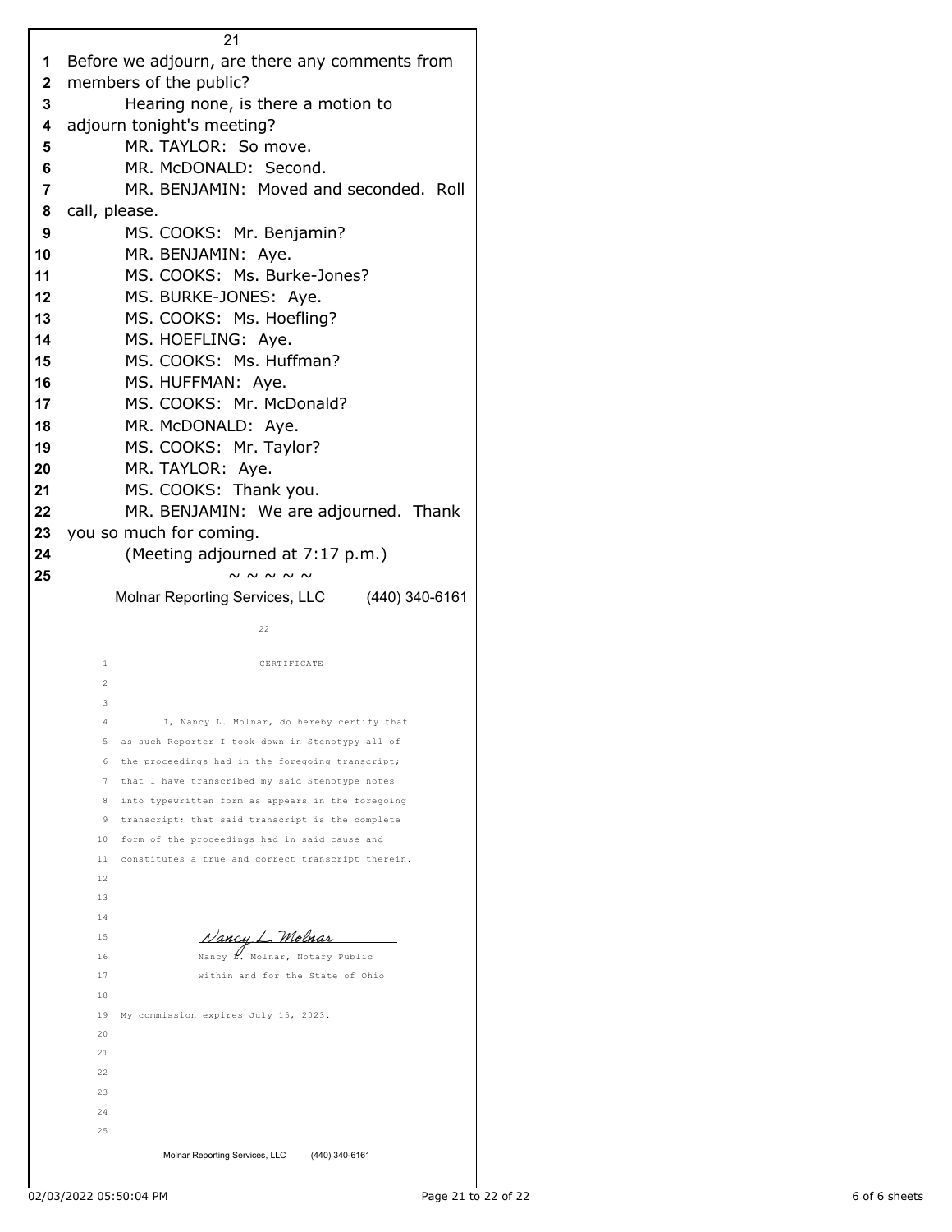Before we adjourn, are there any comments from members of the public?

Hearing none, is there a motion to adjourn tonight's meeting?

MR. TAYLOR: So move.

MR. McDONALD: Second.

MR. BENJAMIN: Moved and seconded. Roll call, please.

MS. COOKS: Mr. Benjamin?

MR. BENJAMIN: Aye.

MS. COOKS: Ms. Burke-Jones?

MS. BURKE-JONES: Aye.

MS. COOKS: Ms. Hoefling?

MS. HOEFLING: Aye.

MS. COOKS: Ms. Huffman?

MS. HUFFMAN: Aye.

MS. COOKS: Mr. McDonald?

MR. McDONALD: Aye.

MS. COOKS: Mr. Taylor?

MR. TAYLOR: Aye.

MS. COOKS: Thank you.

MR. BENJAMIN: We are adjourned. Thank you so much for coming.

(Meeting adjourned at 7:17 p.m.)

~ ~ ~ ~ ~

## CERTIFICATE

I, Nancy L. Molnar, do hereby certify that as such Reporter I took down in Stenotypy all of the proceedings had in the foregoing transcript; that I have transcribed my said Stenotype notes into typewritten form as appears in the foregoing transcript; that said transcript is the complete form of the proceedings had in said cause and constitutes a true and correct transcript therein.

*Nancy L. Molnar*

Nancy L. Molnar, Notary Public
within and for the State of Ohio

My commission expires July 15, 2023.